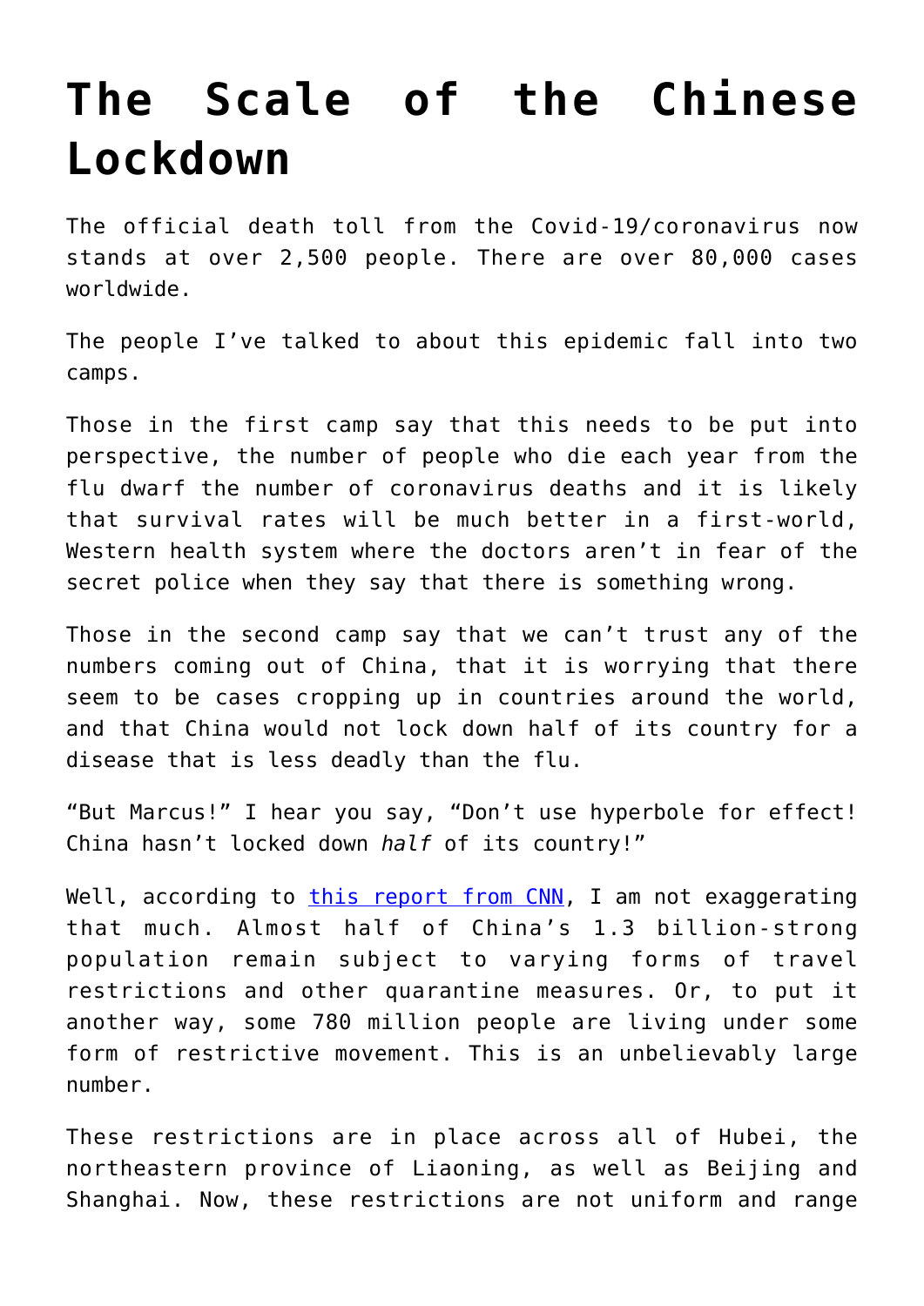# The Scale of the Chinese Lockdown

The official death toll from the Covid-19/coronavirus now stands at over 2,500 people. There are over 80,000 cases worldwide.

The people I've talked to about this epidemic fall into two camps.

Those in the first camp say that this needs to be put into perspective, the number of people who die each year from the flu dwarf the number of coronavirus deaths and it is likely that survival rates will be much better in a first-world, Western health system where the doctors aren't in fear of the secret police when they say that there is something wrong.

Those in the second camp say that we can't trust any of the numbers coming out of China, that it is worrying that there seem to be cases cropping up in countries around the world, and that China would not lock down half of its country for a disease that is less deadly than the flu.

"But Marcus!" I hear you say, "Don't use hyperbole for effect! China hasn't locked down *half* of its country!"

Well, according to [this report from CNN](), I am not exaggerating that much. Almost half of China's 1.3 billion-strong population remain subject to varying forms of travel restrictions and other quarantine measures. Or, to put it another way, some 780 million people are living under some form of restrictive movement. This is an unbelievably large number.

These restrictions are in place across all of Hubei, the northeastern province of Liaoning, as well as Beijing and Shanghai. Now, these restrictions are not uniform and range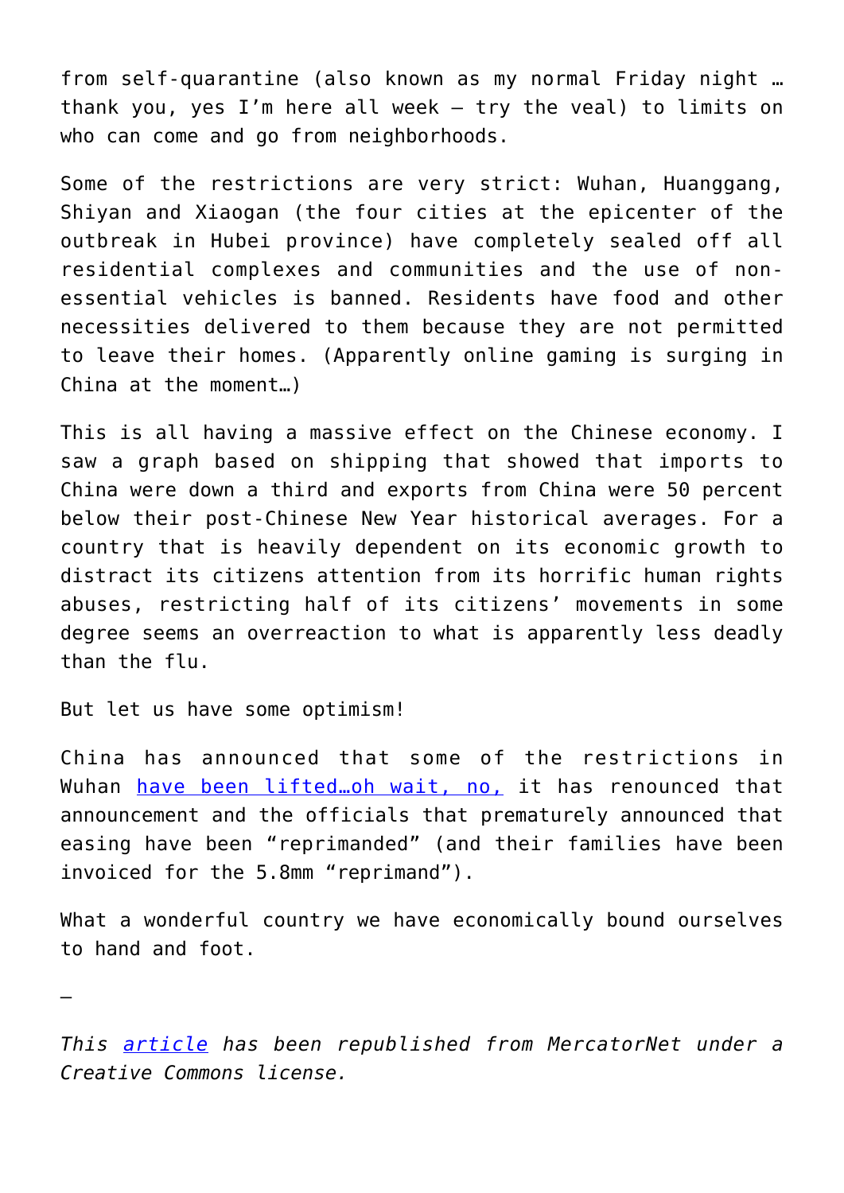from self-quarantine (also known as my normal Friday night … thank you, yes I'm here all week – try the veal) to limits on who can come and go from neighborhoods.

Some of the restrictions are very strict: Wuhan, Huanggang, Shiyan and Xiaogan (the four cities at the epicenter of the outbreak in Hubei province) have completely sealed off all residential complexes and communities and the use of non-essential vehicles is banned. Residents have food and other necessities delivered to them because they are not permitted to leave their homes. (Apparently online gaming is surging in China at the moment…)

This is all having a massive effect on the Chinese economy. I saw a graph based on shipping that showed that imports to China were down a third and exports from China were 50 percent below their post-Chinese New Year historical averages. For a country that is heavily dependent on its economic growth to distract its citizens attention from its horrific human rights abuses, restricting half of its citizens' movements in some degree seems an overreaction to what is apparently less deadly than the flu.

But let us have some optimism!

China has announced that some of the restrictions in Wuhan have been lifted…oh wait, no, it has renounced that announcement and the officials that prematurely announced that easing have been "reprimanded" (and their families have been invoiced for the 5.8mm "reprimand").

What a wonderful country we have economically bound ourselves to hand and foot.

—

*This article has been republished from MercatorNet under a Creative Commons license.*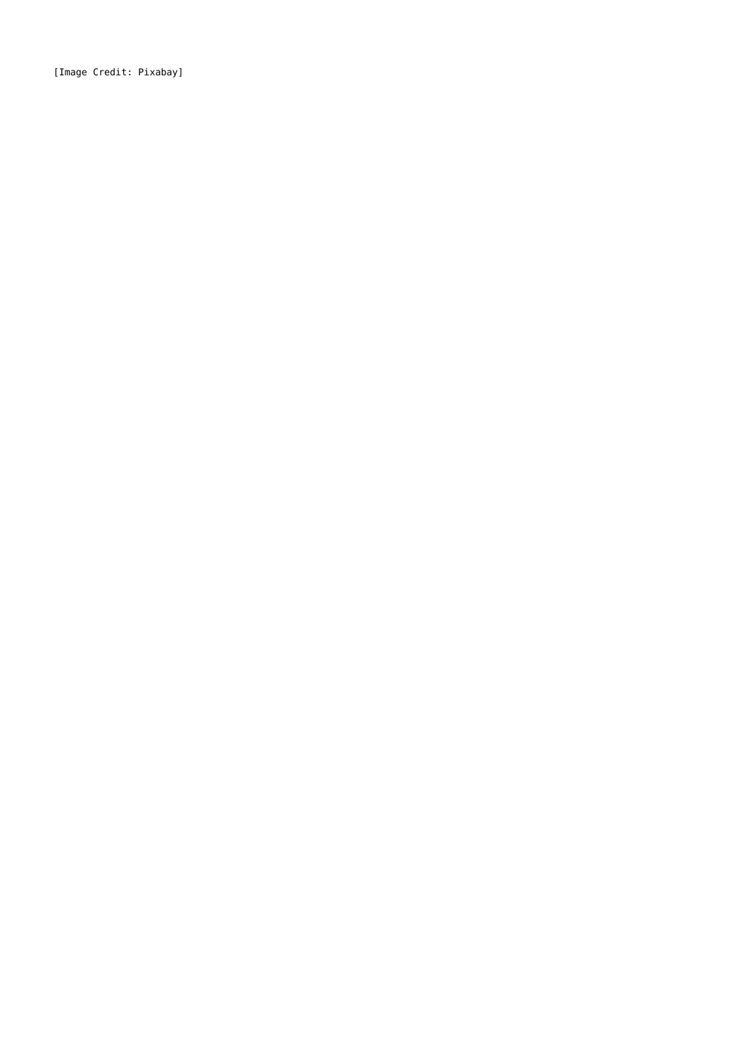[Image Credit: Pixabay]